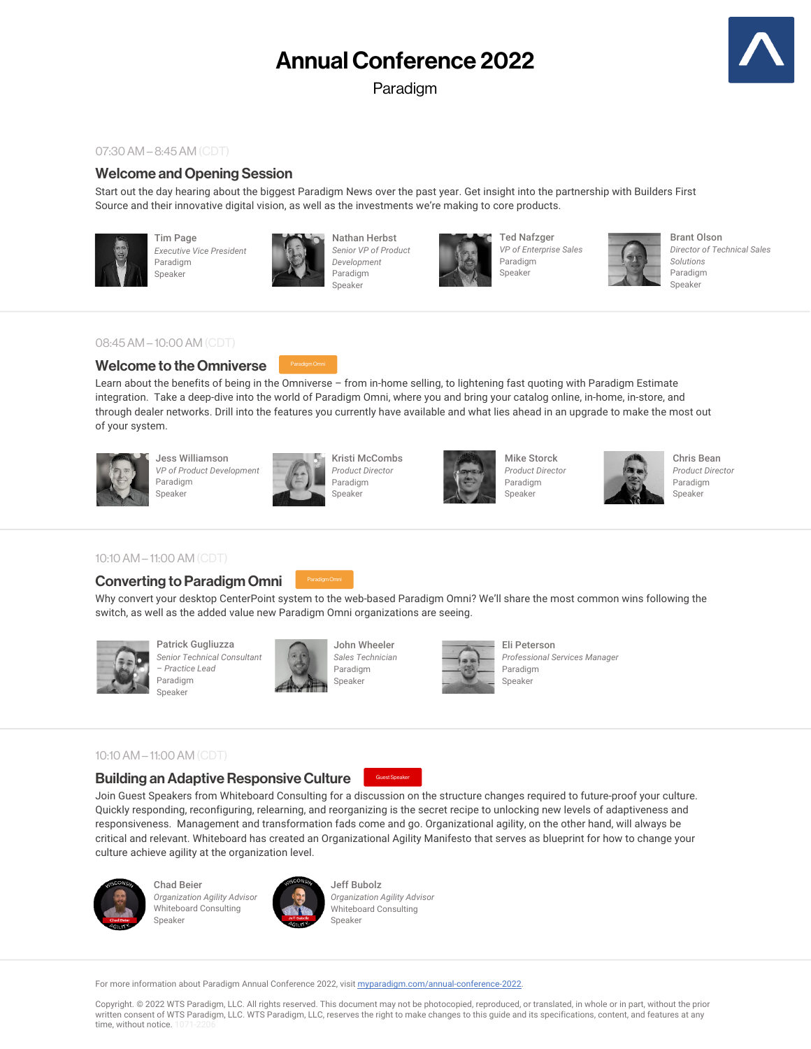# Annual Conference 2022

Paradigm

07:30 AM – 8:45 AM (CDT)

## Welcome and Opening Session

Start out the day hearing about the biggest Paradigm News over the past year. Get insight into the partnership with Builders First Source and their innovative digital vision, as well as the investments we're making to core products.

**Tim Page**
*Executive Vice President*
Paradigm
Speaker

**Nathan Herbst**
*Senior VP of Product Development*
Paradigm
Speaker

**Ted Nafzger**
*VP of Enterprise Sales*
Paradigm
Speaker

**Brant Olson**
*Director of Technical Sales Solutions*
Paradigm
Speaker

08:45 AM – 10:00 AM (CDT)

## Welcome to the Omniverse

Paradigm Omni

Learn about the benefits of being in the Omniverse – from in-home selling, to lightening fast quoting with Paradigm Estimate integration. Take a deep-dive into the world of Paradigm Omni, where you and bring your catalog online, in-home, in-store, and through dealer networks. Drill into the features you currently have available and what lies ahead in an upgrade to make the most out of your system.

**Jess Williamson**
*VP of Product Development*
Paradigm
Speaker

**Kristi McCombs**
*Product Director*
Paradigm
Speaker

**Mike Storck**
*Product Director*
Paradigm
Speaker

**Chris Bean**
*Product Director*
Paradigm
Speaker

10:10 AM – 11:00 AM (CDT)

## Converting to Paradigm Omni

Paradigm Omni

Why convert your desktop CenterPoint system to the web-based Paradigm Omni? We'll share the most common wins following the switch, as well as the added value new Paradigm Omni organizations are seeing.

**Patrick Gugliuzza**
*Senior Technical Consultant – Practice Lead*
Paradigm
Speaker

**John Wheeler**
*Sales Technician*
Paradigm
Speaker

**Eli Peterson**
*Professional Services Manager*
Paradigm
Speaker

10:10 AM – 11:00 AM (CDT)

## Building an Adaptive Responsive Culture

Guest Speaker

Join Guest Speakers from Whiteboard Consulting for a discussion on the structure changes required to future-proof your culture. Quickly responding, reconfiguring, relearning, and reorganizing is the secret recipe to unlocking new levels of adaptiveness and responsiveness. Management and transformation fads come and go. Organizational agility, on the other hand, will always be critical and relevant. Whiteboard has created an Organizational Agility Manifesto that serves as blueprint for how to change your culture achieve agility at the organization level.

**Chad Beier**
*Organization Agility Advisor*
Whiteboard Consulting
Speaker

**Jeff Bubolz**
*Organization Agility Advisor*
Whiteboard Consulting
Speaker

For more information about Paradigm Annual Conference 2022, visit [myparadigm.com/annual-conference-2022](myparadigm.com/annual-conference-2022).

Copyright. © 2022 WTS Paradigm, LLC. All rights reserved. This document may not be photocopied, reproduced, or translated, in whole or in part, without the prior written consent of WTS Paradigm, LLC. WTS Paradigm, LLC, reserves the right to make changes to this guide and its specifications, content, and features at any time, without notice. 1071-2206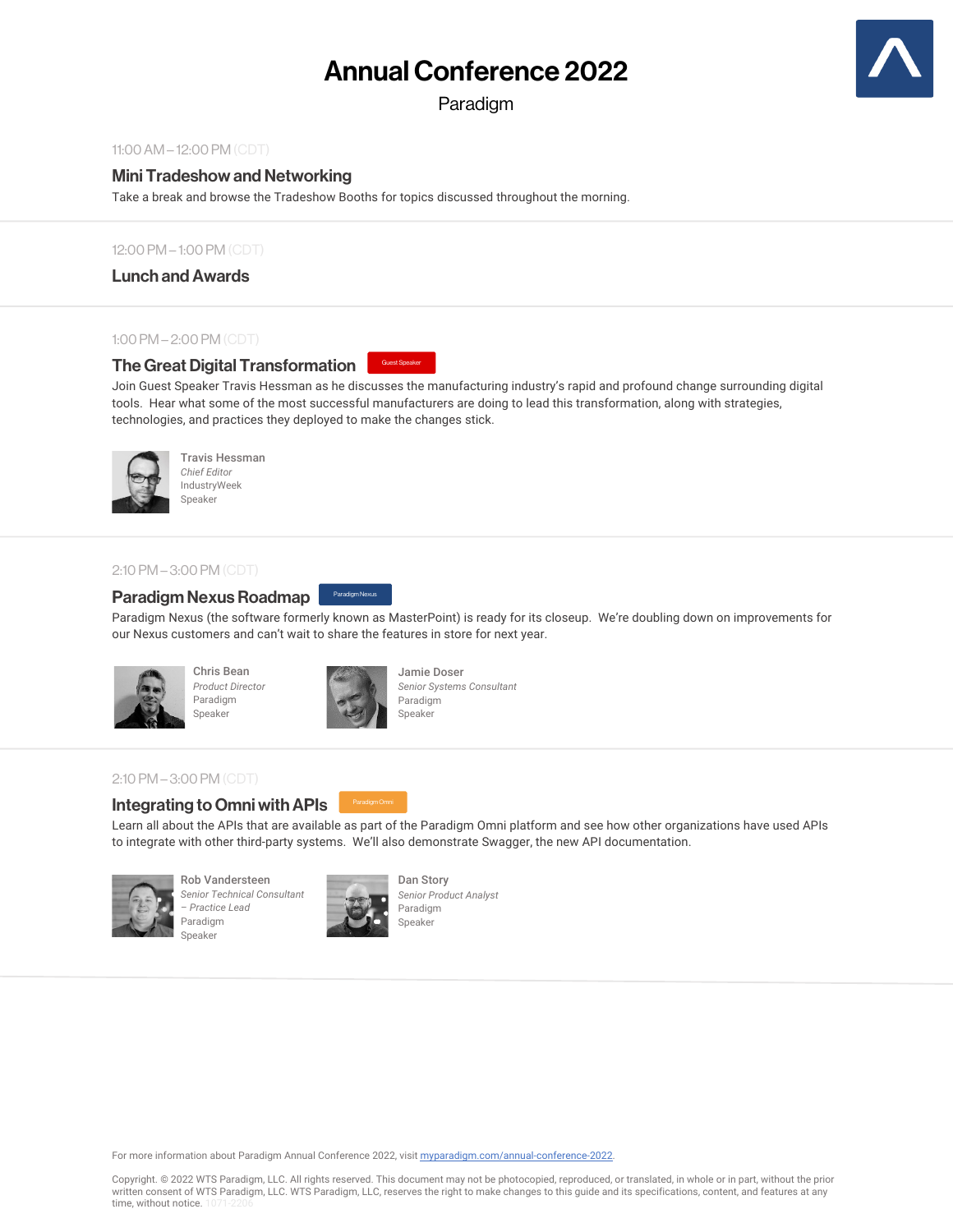# Annual Conference 2022

Paradigm

11:00 AM – 12:00 PM (CDT)

## Mini Tradeshow and Networking

Take a break and browse the Tradeshow Booths for topics discussed throughout the morning.

12:00 PM – 1:00 PM (CDT)

## Lunch and Awards

1:00 PM – 2:00 PM (CDT)

## The Great Digital Transformation

Guest Speaker

Join Guest Speaker Travis Hessman as he discusses the manufacturing industry's rapid and profound change surrounding digital tools. Hear what some of the most successful manufacturers are doing to lead this transformation, along with strategies, technologies, and practices they deployed to make the changes stick.

Travis Hessman
*Chief Editor*
IndustryWeek
Speaker

2:10 PM – 3:00 PM (CDT)

## Paradigm Nexus Roadmap

Paradigm Nexus

Paradigm Nexus (the software formerly known as MasterPoint) is ready for its closeup. We're doubling down on improvements for our Nexus customers and can't wait to share the features in store for next year.

Chris Bean
*Product Director*
Paradigm
Speaker

Jamie Doser
*Senior Systems Consultant*
Paradigm
Speaker

2:10 PM – 3:00 PM (CDT)

## Integrating to Omni with APIs

Paradigm Omni

Learn all about the APIs that are available as part of the Paradigm Omni platform and see how other organizations have used APIs to integrate with other third-party systems. We'll also demonstrate Swagger, the new API documentation.

Rob Vandersteen
*Senior Technical Consultant – Practice Lead*
Paradigm
Speaker

Dan Story
*Senior Product Analyst*
Paradigm
Speaker

For more information about Paradigm Annual Conference 2022, visit [myparadigm.com/annual-conference-2022](myparadigm.com/annual-conference-2022).

Copyright. © 2022 WTS Paradigm, LLC. All rights reserved. This document may not be photocopied, reproduced, or translated, in whole or in part, without the prior written consent of WTS Paradigm, LLC. WTS Paradigm, LLC, reserves the right to make changes to this guide and its specifications, content, and features at any time, without notice. 1071-2206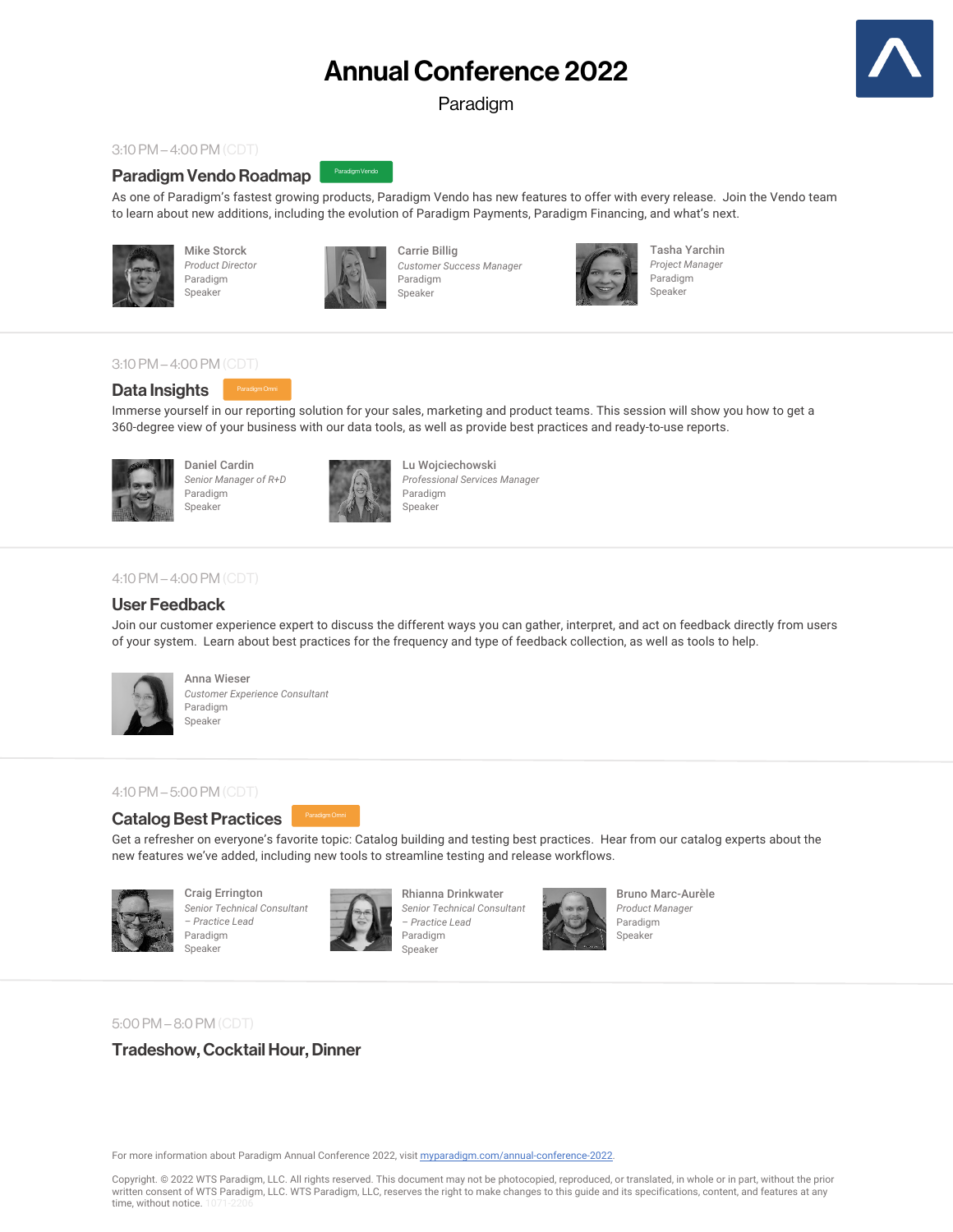# Annual Conference 2022

Paradigm

3:10 PM – 4:00 PM (CDT)

## Paradigm Vendo Roadmap

Paradigm Vendo

As one of Paradigm's fastest growing products, Paradigm Vendo has new features to offer with every release. Join the Vendo team to learn about new additions, including the evolution of Paradigm Payments, Paradigm Financing, and what's next.

Mike Storck
*Product Director*
Paradigm
Speaker

Carrie Billig
*Customer Success Manager*
Paradigm
Speaker

Tasha Yarchin
*Project Manager*
Paradigm
Speaker

3:10 PM – 4:00 PM (CDT)

## Data Insights

Paradigm Omni

Immerse yourself in our reporting solution for your sales, marketing and product teams. This session will show you how to get a 360-degree view of your business with our data tools, as well as provide best practices and ready-to-use reports.

Daniel Cardin
*Senior Manager of R+D*
Paradigm
Speaker

Lu Wojciechowski
*Professional Services Manager*
Paradigm
Speaker

4:10 PM – 4:00 PM (CDT)

## User Feedback

Join our customer experience expert to discuss the different ways you can gather, interpret, and act on feedback directly from users of your system. Learn about best practices for the frequency and type of feedback collection, as well as tools to help.

Anna Wieser
*Customer Experience Consultant*
Paradigm
Speaker

4:10 PM – 5:00 PM (CDT)

## Catalog Best Practices

Paradigm Omni

Get a refresher on everyone's favorite topic: Catalog building and testing best practices. Hear from our catalog experts about the new features we've added, including new tools to streamline testing and release workflows.

Craig Errington
*Senior Technical Consultant – Practice Lead*
Paradigm
Speaker

Rhianna Drinkwater
*Senior Technical Consultant – Practice Lead*
Paradigm
Speaker

Bruno Marc-Aurèle
*Product Manager*
Paradigm
Speaker

5:00 PM – 8:0 PM (CDT)

## Tradeshow, Cocktail Hour, Dinner

For more information about Paradigm Annual Conference 2022, visit myparadigm.com/annual-conference-2022.

Copyright. © 2022 WTS Paradigm, LLC. All rights reserved. This document may not be photocopied, reproduced, or translated, in whole or in part, without the prior written consent of WTS Paradigm, LLC. WTS Paradigm, LLC, reserves the right to make changes to this guide and its specifications, content, and features at any time, without notice. 1071-2206